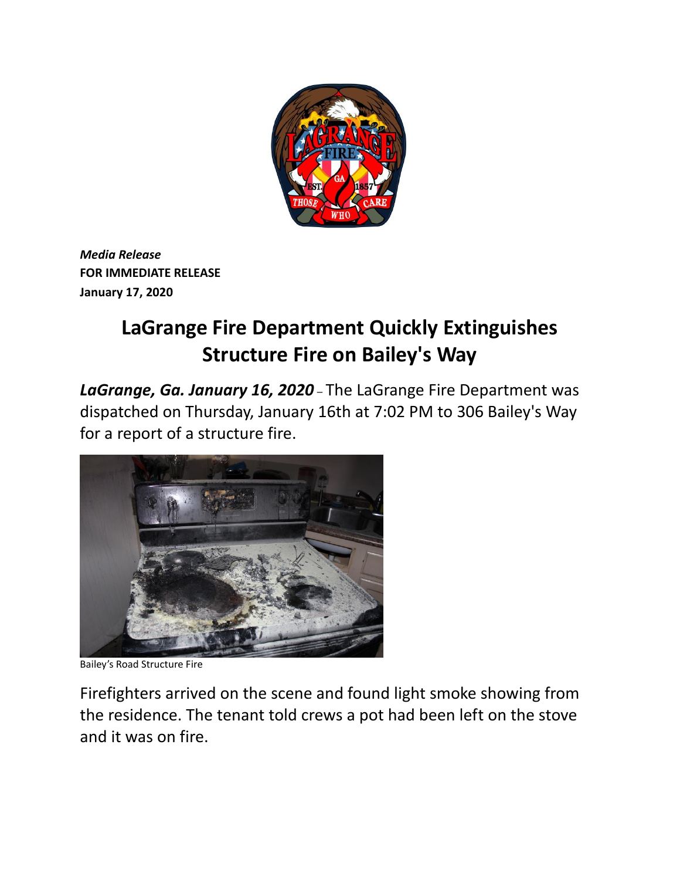*Media Release*
**FOR IMMEDIATE RELEASE**
**January 17, 2020**

# LaGrange Fire Department Quickly Extinguishes Structure Fire on Bailey's Way

***LaGrange, Ga. January 16, 2020*** – The LaGrange Fire Department was dispatched on Thursday, January 16th at 7:02 PM to 306 Bailey's Way for a report of a structure fire.

Bailey's Road Structure Fire

Firefighters arrived on the scene and found light smoke showing from the residence. The tenant told crews a pot had been left on the stove and it was on fire.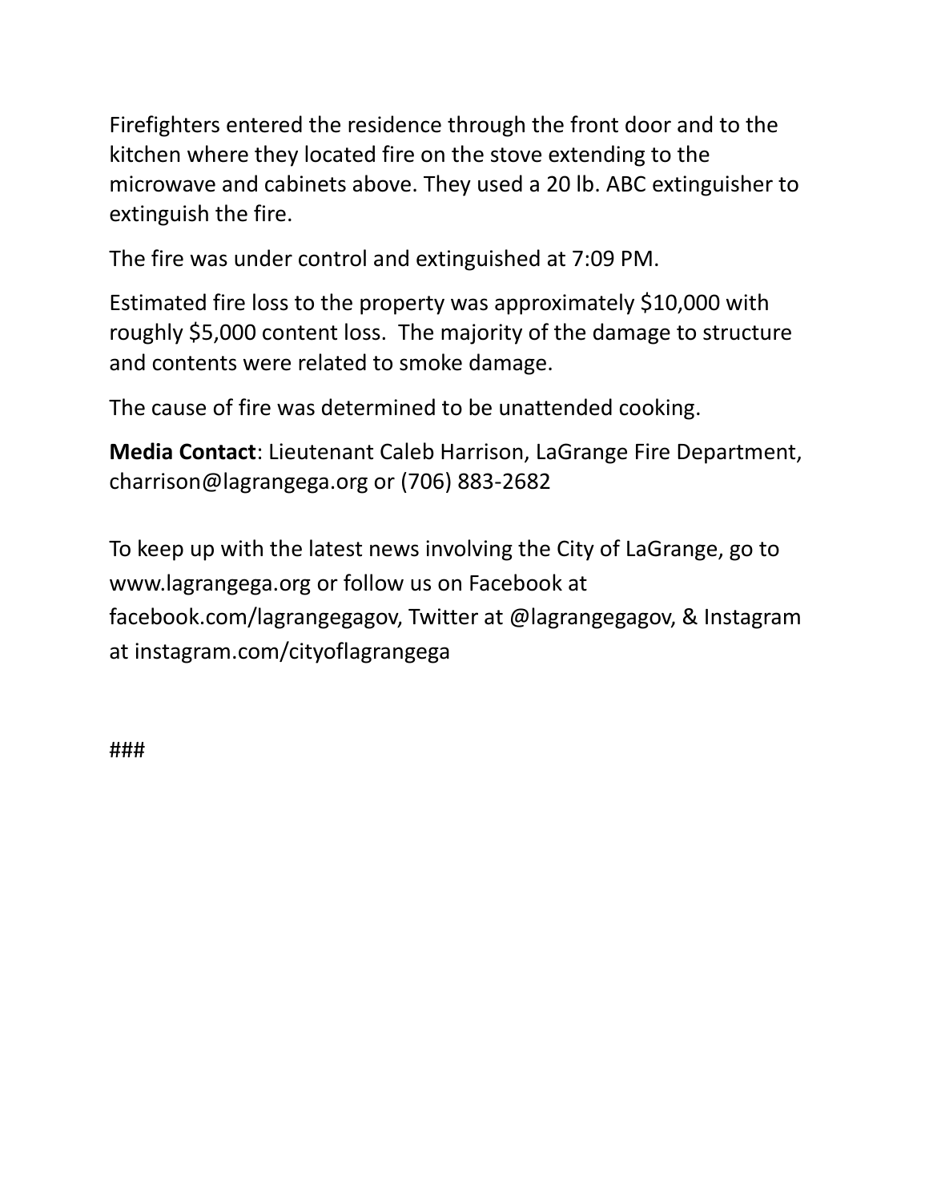Firefighters entered the residence through the front door and to the kitchen where they located fire on the stove extending to the microwave and cabinets above. They used a 20 lb. ABC extinguisher to extinguish the fire.

The fire was under control and extinguished at 7:09 PM.

Estimated fire loss to the property was approximately $10,000 with roughly $5,000 content loss. The majority of the damage to structure and contents were related to smoke damage.

The cause of fire was determined to be unattended cooking.

**Media Contact**: Lieutenant Caleb Harrison, LaGrange Fire Department, charrison@lagrangega.org or (706) 883-2682

To keep up with the latest news involving the City of LaGrange, go to www.lagrangega.org or follow us on Facebook at facebook.com/lagrangegagov, Twitter at @lagrangegagov, & Instagram at instagram.com/cityoflagrangega

###